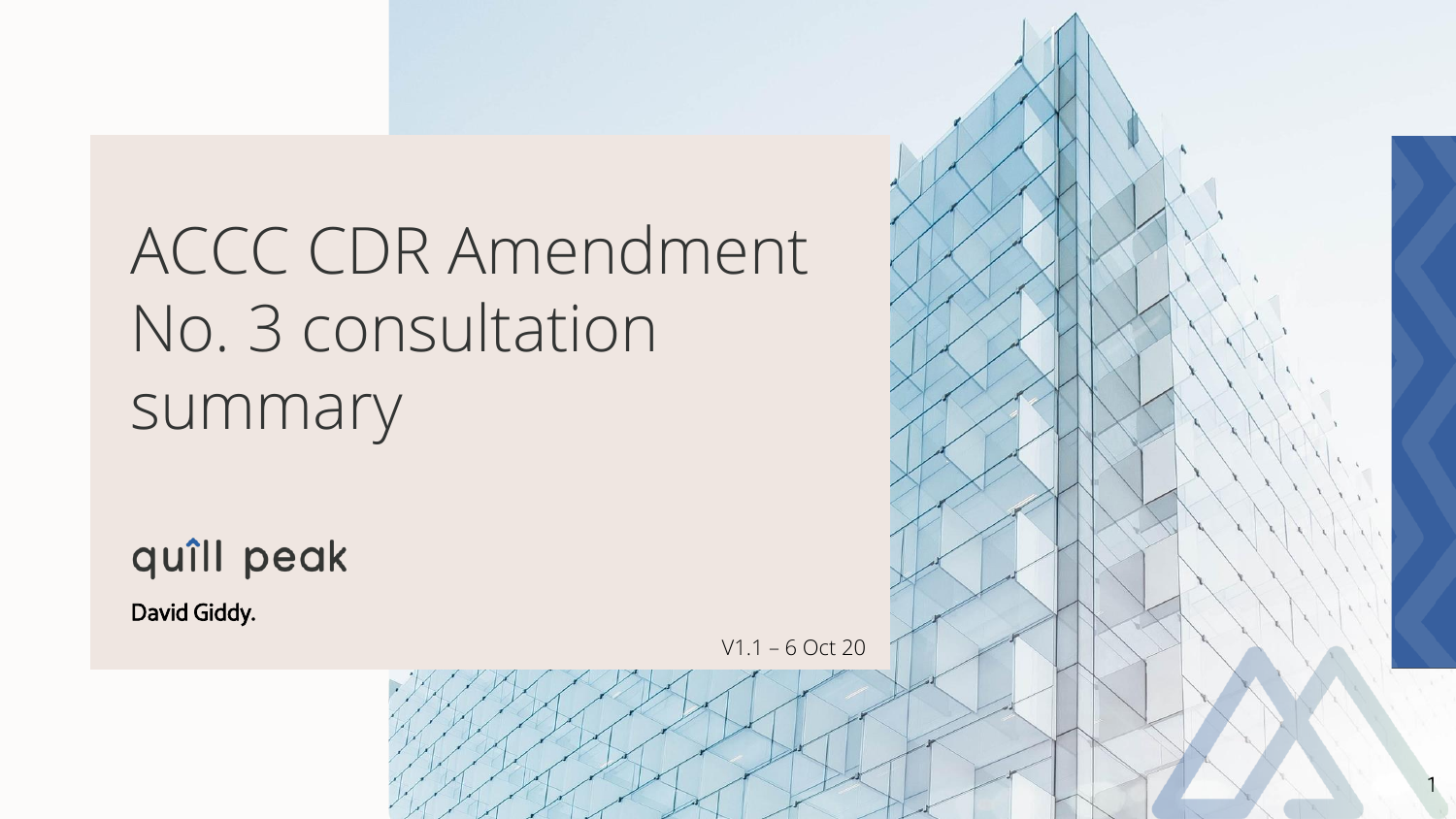# ACCC CDR Amendment No. 3 consultation summary

quill peak

**David Giddy.**

V1.1 – 6 Oct 20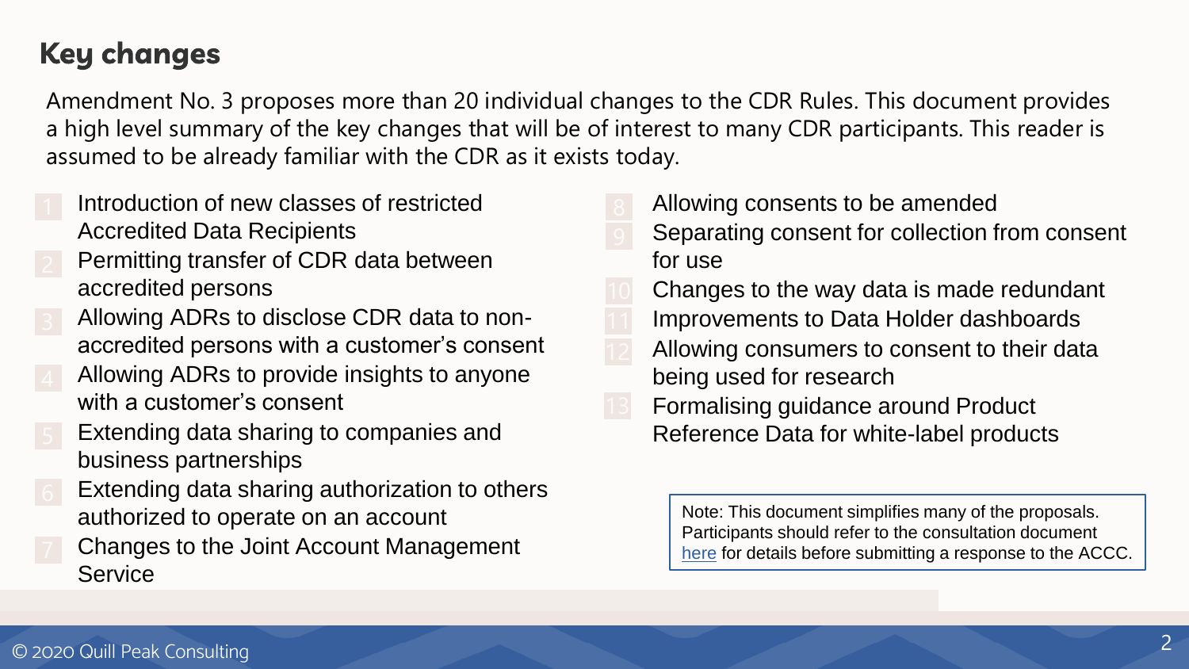# Key changes

Amendment No. 3 proposes more than 20 individual changes to the CDR Rules. This document provides a high level summary of the key changes that will be of interest to many CDR participants. This reader is assumed to be already familiar with the CDR as it exists today.

1. Introduction of new classes of restricted Accredited Data Recipients
2. Permitting transfer of CDR data between accredited persons
3. Allowing ADRs to disclose CDR data to non-accredited persons with a customer's consent
4. Allowing ADRs to provide insights to anyone with a customer's consent
5. Extending data sharing to companies and business partnerships
6. Extending data sharing authorization to others authorized to operate on an account
7. Changes to the Joint Account Management Service
8. Allowing consents to be amended
9. Separating consent for collection from consent for use
10. Changes to the way data is made redundant
11. Improvements to Data Holder dashboards
12. Allowing consumers to consent to their data being used for research
13. Formalising guidance around Product Reference Data for white-label products

Note: This document simplifies many of the proposals. Participants should refer to the consultation document here for details before submitting a response to the ACCC.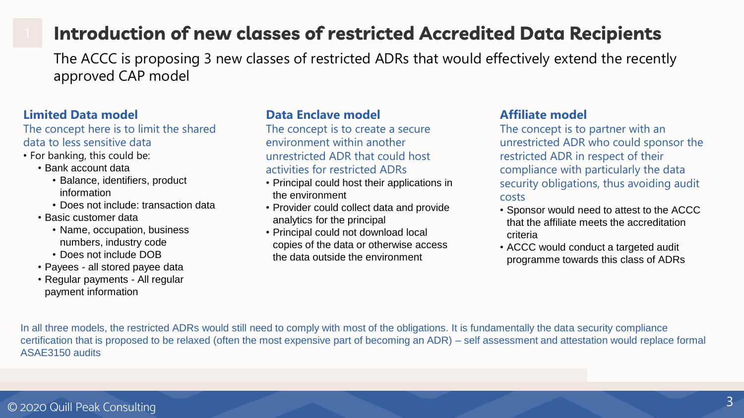# Introduction of new classes of restricted Accredited Data Recipients

The ACCC is proposing 3 new classes of restricted ADRs that would effectively extend the recently approved CAP model

## Limited Data model

The concept here is to limit the shared data to less sensitive data

- For banking, this could be:
  - Bank account data
    - Balance, identifiers, product information
    - Does not include: transaction data
  - Basic customer data
    - Name, occupation, business numbers, industry code
    - Does not include DOB
  - Payees - all stored payee data
  - Regular payments - All regular payment information

## Data Enclave model

The concept is to create a secure environment within another unrestricted ADR that could host activities for restricted ADRs

- Principal could host their applications in the environment
- Provider could collect data and provide analytics for the principal
- Principal could not download local copies of the data or otherwise access the data outside the environment

## Affiliate model

The concept is to partner with an unrestricted ADR who could sponsor the restricted ADR in respect of their compliance with particularly the data security obligations, thus avoiding audit costs

- Sponsor would need to attest to the ACCC that the affiliate meets the accreditation criteria
- ACCC would conduct a targeted audit programme towards this class of ADRs

In all three models, the restricted ADRs would still need to comply with most of the obligations. It is fundamentally the data security compliance certification that is proposed to be relaxed (often the most expensive part of becoming an ADR) – self assessment and attestation would replace formal ASAE3150 audits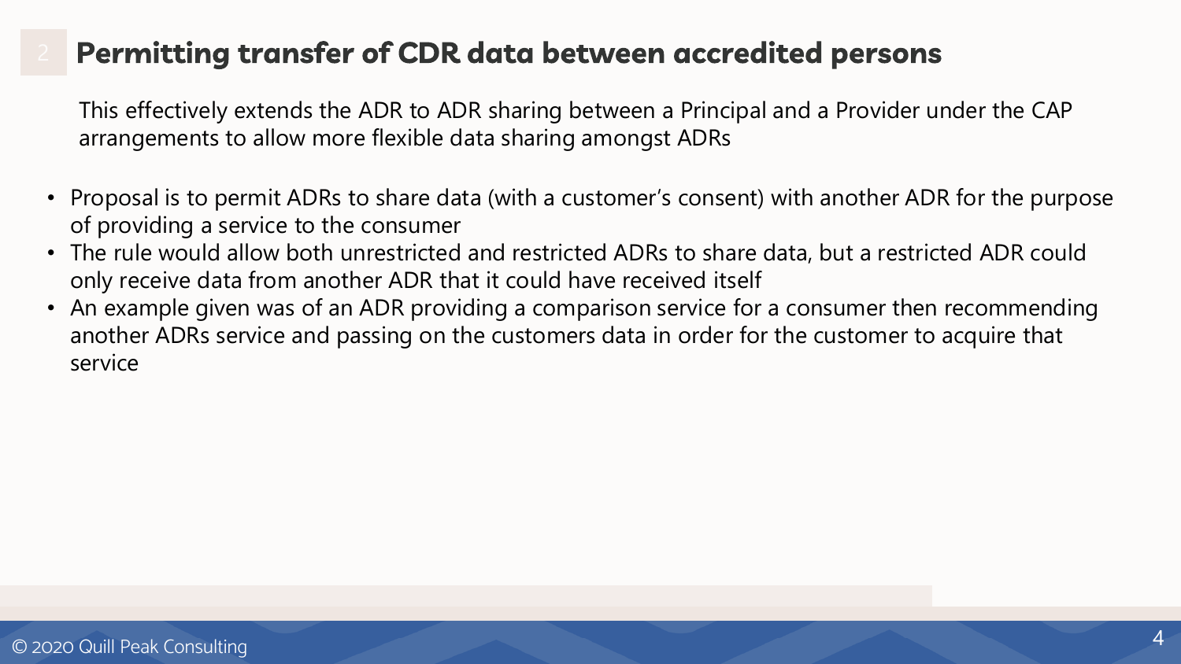## Permitting transfer of CDR data between accredited persons

This effectively extends the ADR to ADR sharing between a Principal and a Provider under the CAP arrangements to allow more flexible data sharing amongst ADRs

- Proposal is to permit ADRs to share data (with a customer's consent) with another ADR for the purpose of providing a service to the consumer
- The rule would allow both unrestricted and restricted ADRs to share data, but a restricted ADR could only receive data from another ADR that it could have received itself
- An example given was of an ADR providing a comparison service for a consumer then recommending another ADRs service and passing on the customers data in order for the customer to acquire that service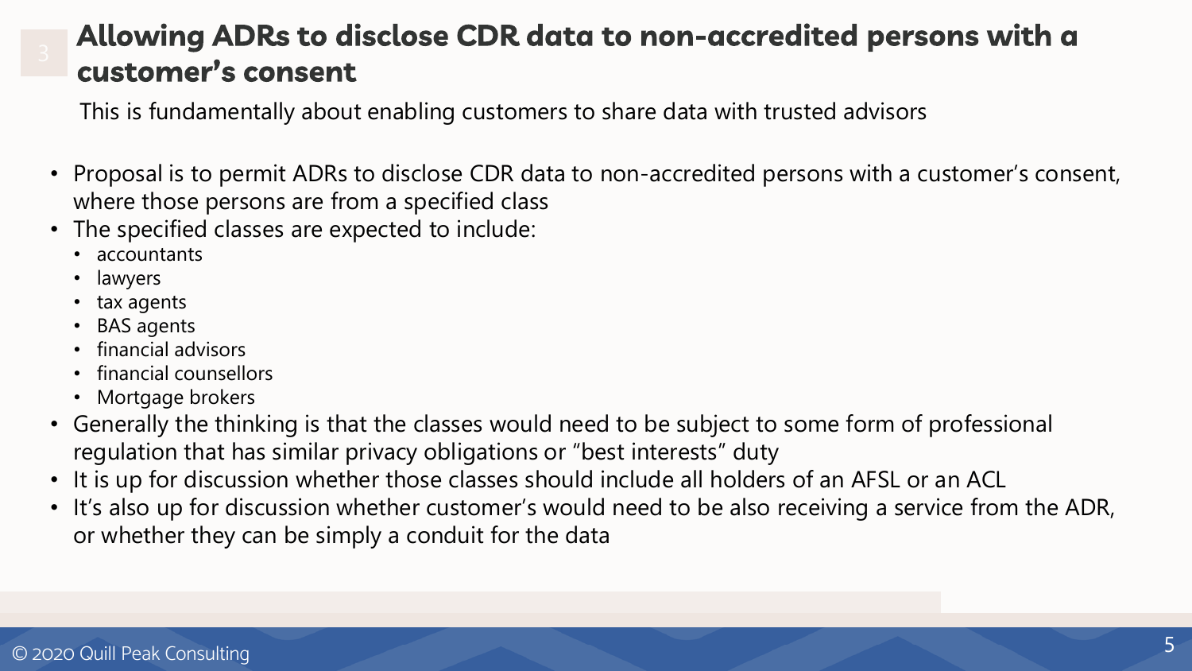# Allowing ADRs to disclose CDR data to non-accredited persons with a customer's consent

This is fundamentally about enabling customers to share data with trusted advisors

- Proposal is to permit ADRs to disclose CDR data to non-accredited persons with a customer's consent, where those persons are from a specified class
- The specified classes are expected to include:
  - accountants
  - lawyers
  - tax agents
  - BAS agents
  - financial advisors
  - financial counsellors
  - Mortgage brokers
- Generally the thinking is that the classes would need to be subject to some form of professional regulation that has similar privacy obligations or "best interests" duty
- It is up for discussion whether those classes should include all holders of an AFSL or an ACL
- It's also up for discussion whether customer's would need to be also receiving a service from the ADR, or whether they can be simply a conduit for the data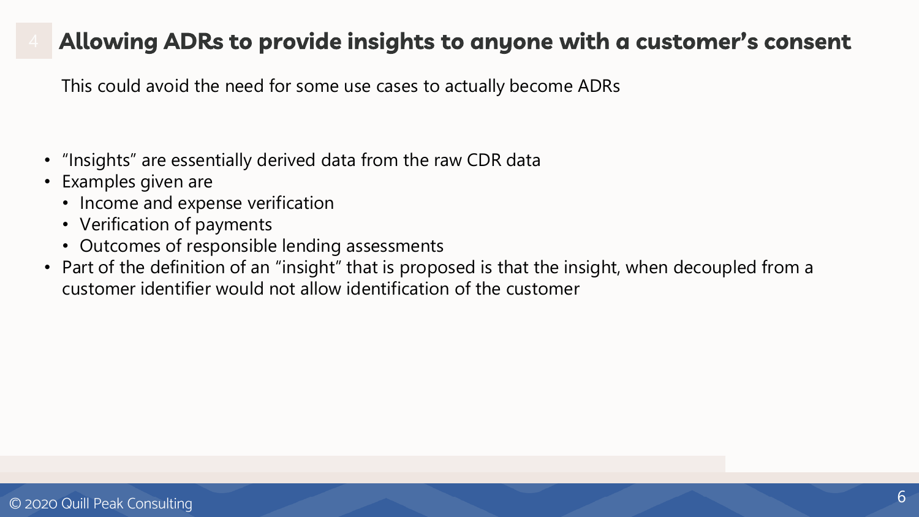## 4 Allowing ADRs to provide insights to anyone with a customer's consent

This could avoid the need for some use cases to actually become ADRs

- "Insights" are essentially derived data from the raw CDR data
- Examples given are
  - Income and expense verification
  - Verification of payments
  - Outcomes of responsible lending assessments
- Part of the definition of an "insight" that is proposed is that the insight, when decoupled from a customer identifier would not allow identification of the customer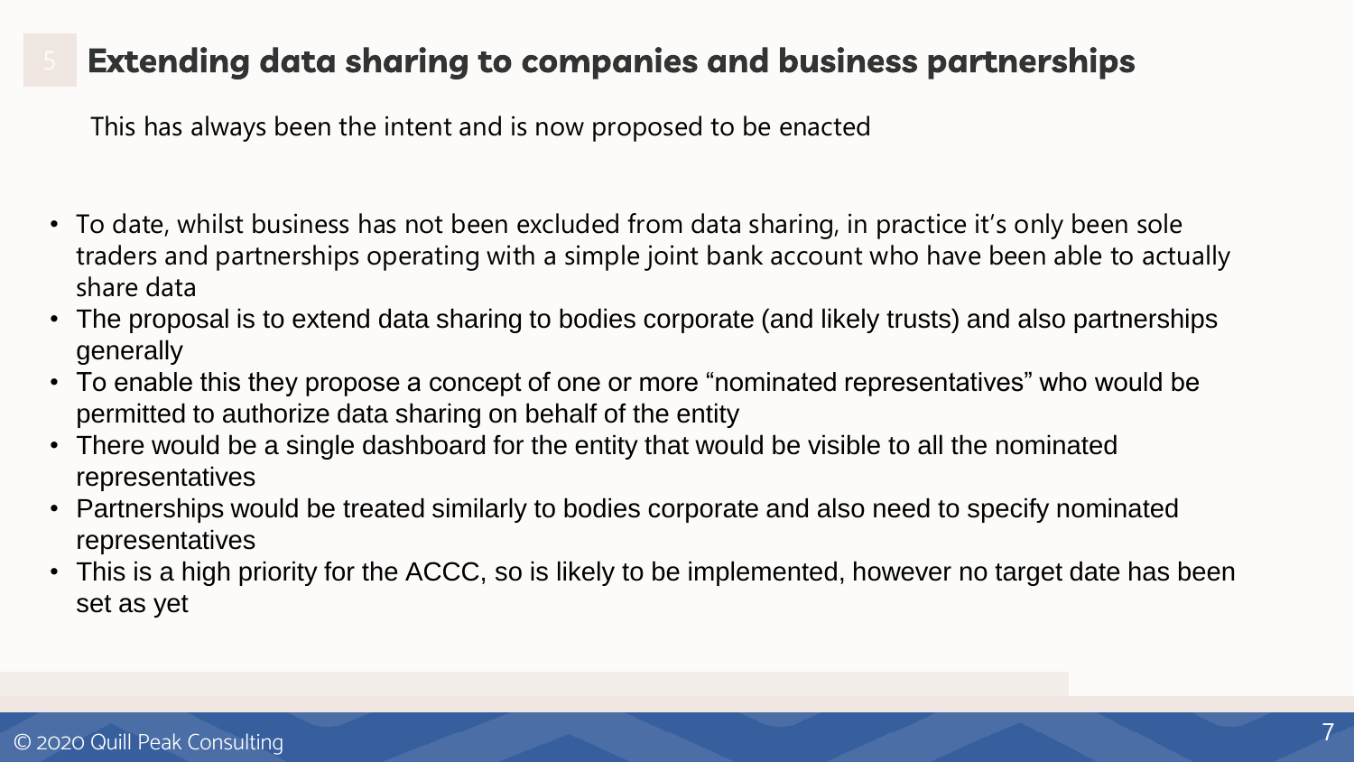## 5 Extending data sharing to companies and business partnerships

This has always been the intent and is now proposed to be enacted

- To date, whilst business has not been excluded from data sharing, in practice it's only been sole traders and partnerships operating with a simple joint bank account who have been able to actually share data
- The proposal is to extend data sharing to bodies corporate (and likely trusts) and also partnerships generally
- To enable this they propose a concept of one or more "nominated representatives" who would be permitted to authorize data sharing on behalf of the entity
- There would be a single dashboard for the entity that would be visible to all the nominated representatives
- Partnerships would be treated similarly to bodies corporate and also need to specify nominated representatives
- This is a high priority for the ACCC, so is likely to be implemented, however no target date has been set as yet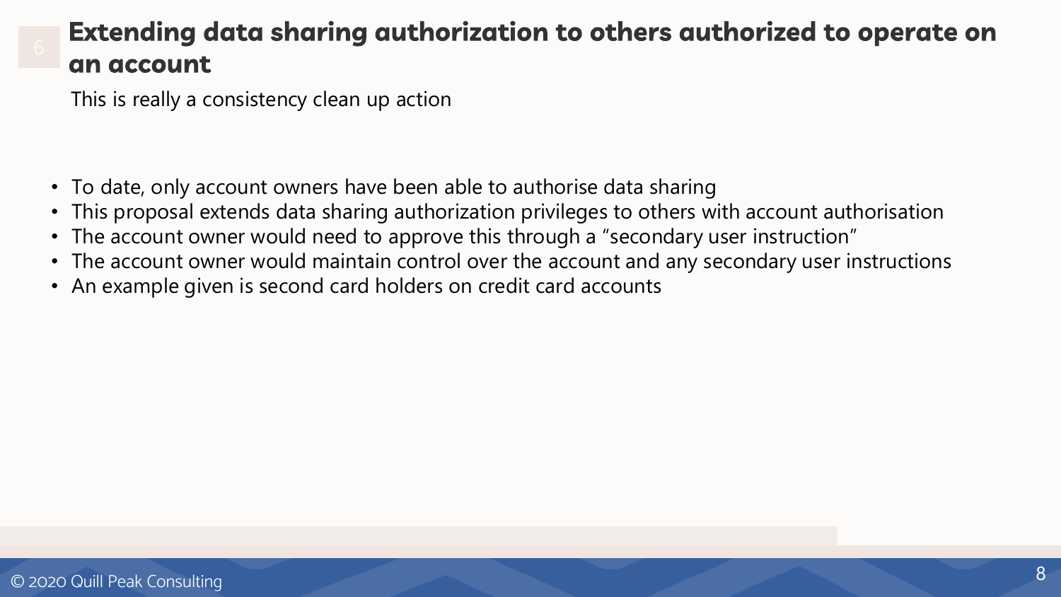# 6 Extending data sharing authorization to others authorized to operate on an account

This is really a consistency clean up action

- To date, only account owners have been able to authorise data sharing
- This proposal extends data sharing authorization privileges to others with account authorisation
- The account owner would need to approve this through a "secondary user instruction"
- The account owner would maintain control over the account and any secondary user instructions
- An example given is second card holders on credit card accounts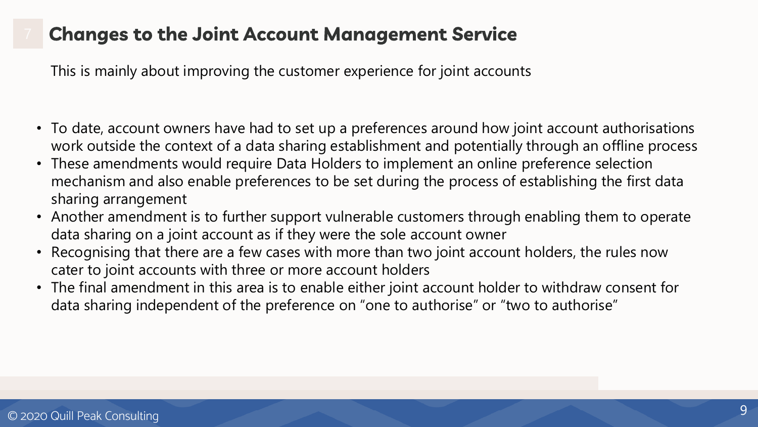## 7 Changes to the Joint Account Management Service

This is mainly about improving the customer experience for joint accounts

- To date, account owners have had to set up a preferences around how joint account authorisations work outside the context of a data sharing establishment and potentially through an offline process
- These amendments would require Data Holders to implement an online preference selection mechanism and also enable preferences to be set during the process of establishing the first data sharing arrangement
- Another amendment is to further support vulnerable customers through enabling them to operate data sharing on a joint account as if they were the sole account owner
- Recognising that there are a few cases with more than two joint account holders, the rules now cater to joint accounts with three or more account holders
- The final amendment in this area is to enable either joint account holder to withdraw consent for data sharing independent of the preference on "one to authorise" or "two to authorise"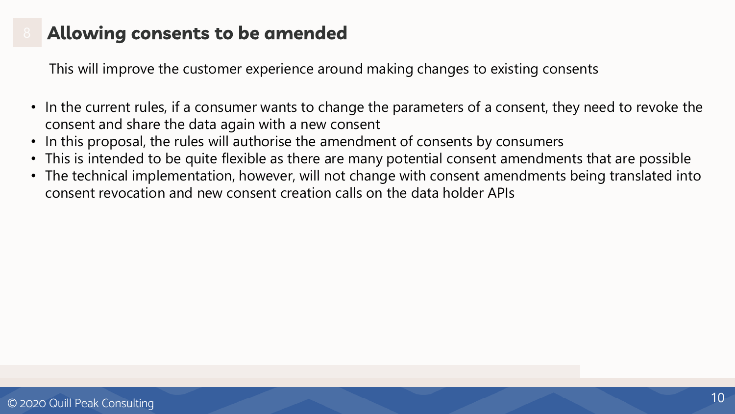# 8 Allowing consents to be amended

This will improve the customer experience around making changes to existing consents

- In the current rules, if a consumer wants to change the parameters of a consent, they need to revoke the consent and share the data again with a new consent
- In this proposal, the rules will authorise the amendment of consents by consumers
- This is intended to be quite flexible as there are many potential consent amendments that are possible
- The technical implementation, however, will not change with consent amendments being translated into consent revocation and new consent creation calls on the data holder APIs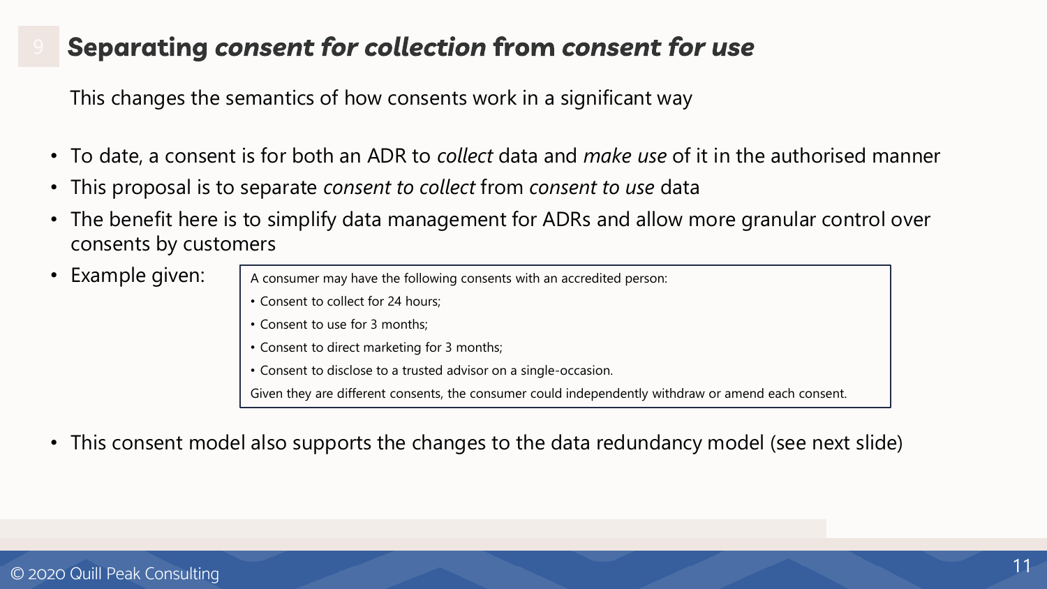## 9 **Separating *consent for collection* from *consent for use***

This changes the semantics of how consents work in a significant way

- To date, a consent is for both an ADR to *collect* data and *make use* of it in the authorised manner
- This proposal is to separate *consent to collect* from *consent to use* data
- The benefit here is to simplify data management for ADRs and allow more granular control over consents by customers
- Example given:

> A consumer may have the following consents with an accredited person:
>
> - Consent to collect for 24 hours;
> - Consent to use for 3 months;
> - Consent to direct marketing for 3 months;
> - Consent to disclose to a trusted advisor on a single-occasion.
>
> Given they are different consents, the consumer could independently withdraw or amend each consent.

- This consent model also supports the changes to the data redundancy model (see next slide)

© 2020 Quill Peak Consulting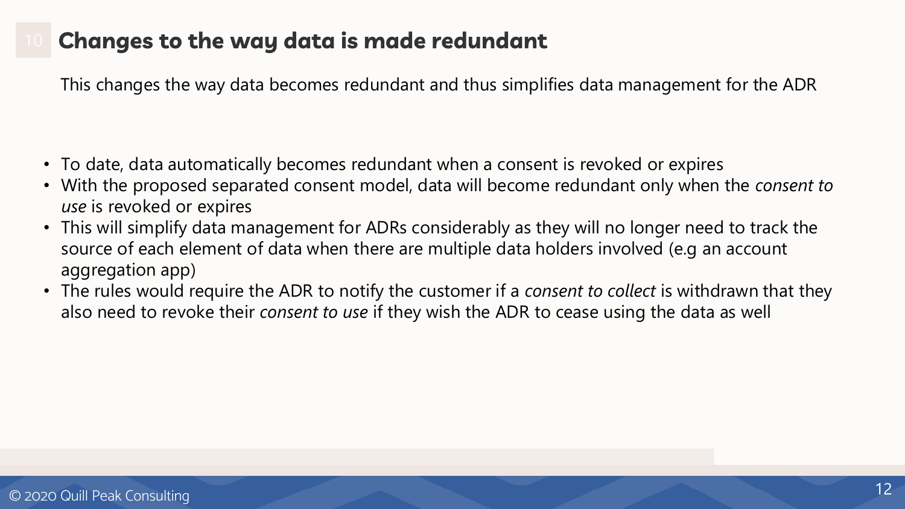# 10 Changes to the way data is made redundant

This changes the way data becomes redundant and thus simplifies data management for the ADR

- To date, data automatically becomes redundant when a consent is revoked or expires
- With the proposed separated consent model, data will become redundant only when the *consent to use* is revoked or expires
- This will simplify data management for ADRs considerably as they will no longer need to track the source of each element of data when there are multiple data holders involved (e.g an account aggregation app)
- The rules would require the ADR to notify the customer if a *consent to collect* is withdrawn that they also need to revoke their *consent to use* if they wish the ADR to cease using the data as well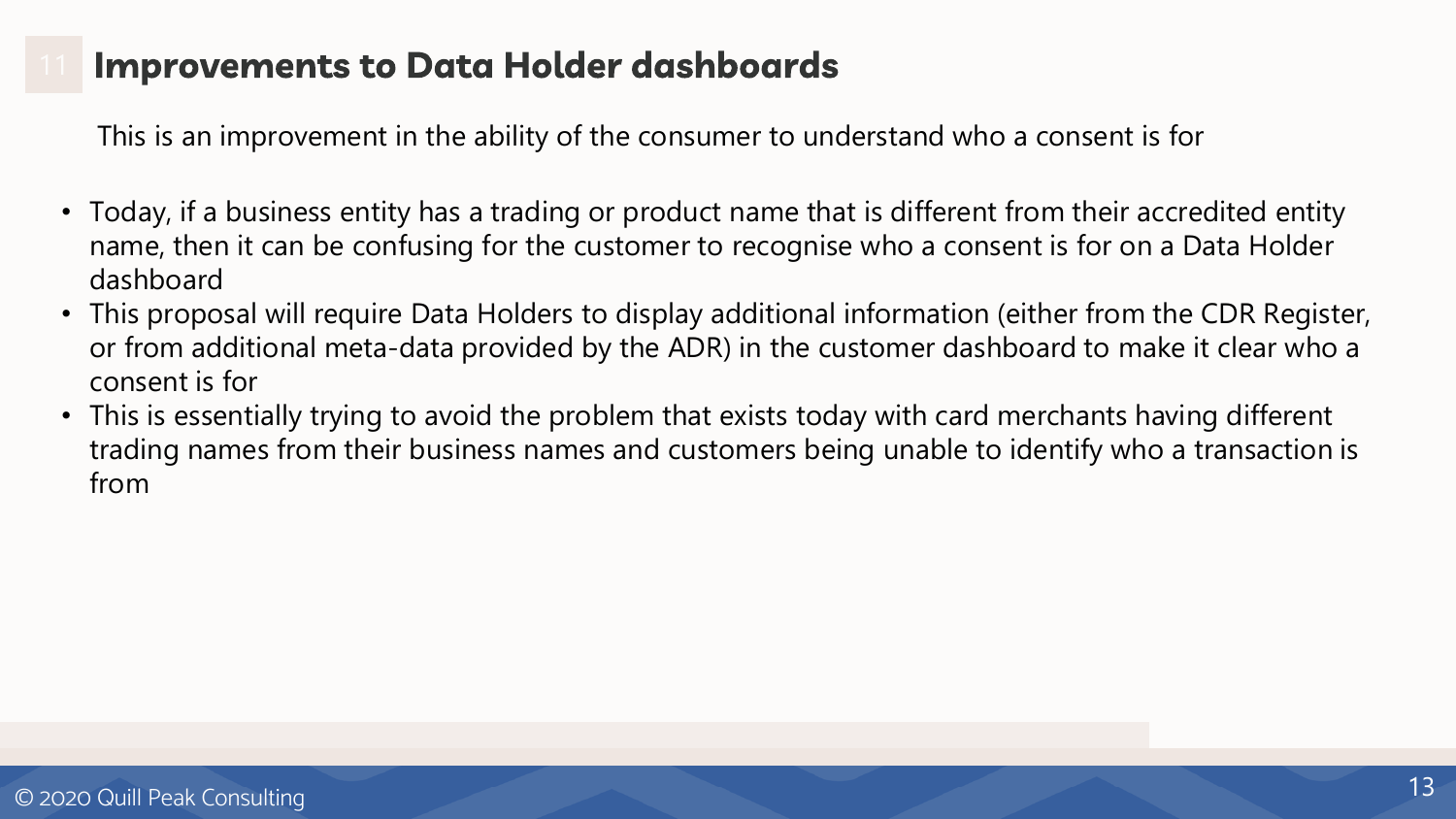## 11 Improvements to Data Holder dashboards

This is an improvement in the ability of the consumer to understand who a consent is for

- Today, if a business entity has a trading or product name that is different from their accredited entity name, then it can be confusing for the customer to recognise who a consent is for on a Data Holder dashboard
- This proposal will require Data Holders to display additional information (either from the CDR Register, or from additional meta-data provided by the ADR) in the customer dashboard to make it clear who a consent is for
- This is essentially trying to avoid the problem that exists today with card merchants having different trading names from their business names and customers being unable to identify who a transaction is from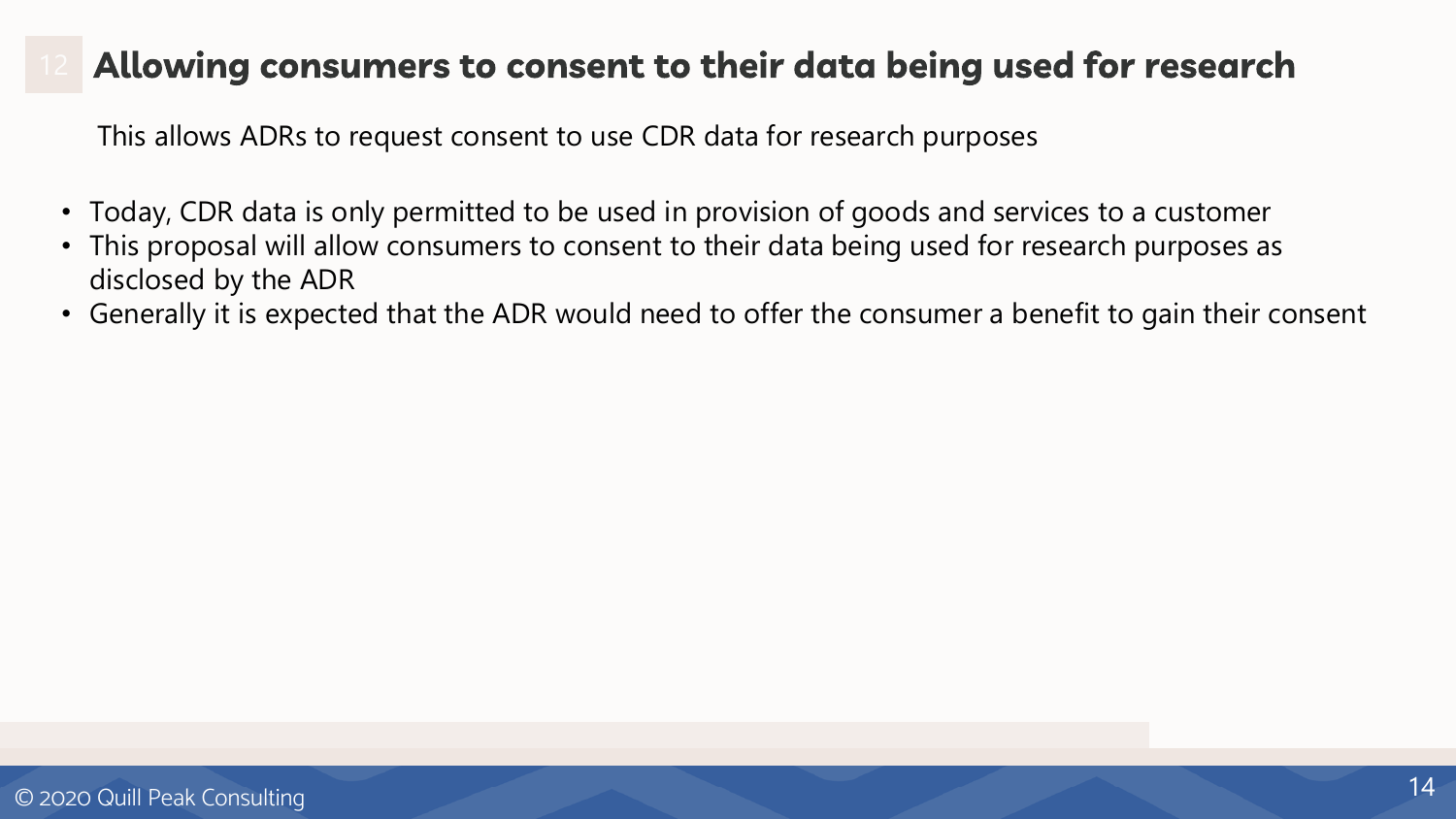# 12 Allowing consumers to consent to their data being used for research

This allows ADRs to request consent to use CDR data for research purposes

- Today, CDR data is only permitted to be used in provision of goods and services to a customer
- This proposal will allow consumers to consent to their data being used for research purposes as disclosed by the ADR
- Generally it is expected that the ADR would need to offer the consumer a benefit to gain their consent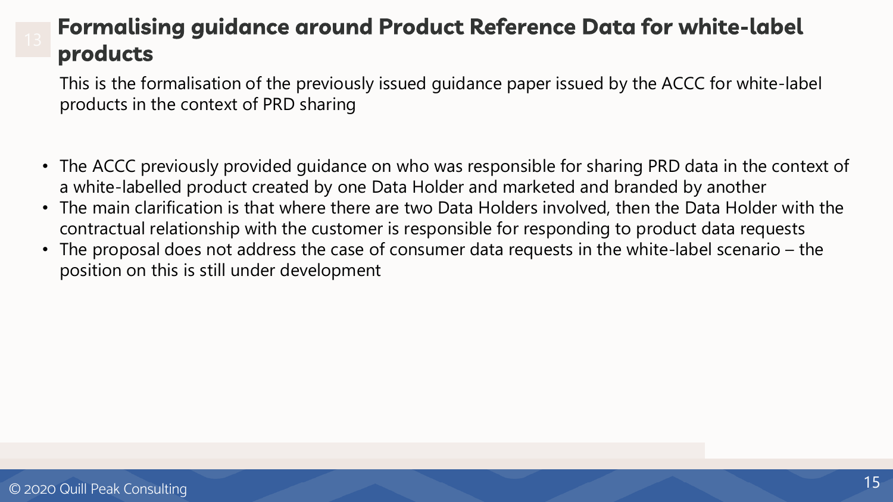# 13 Formalising guidance around Product Reference Data for white-label products

This is the formalisation of the previously issued guidance paper issued by the ACCC for white-label products in the context of PRD sharing

- The ACCC previously provided guidance on who was responsible for sharing PRD data in the context of a white-labelled product created by one Data Holder and marketed and branded by another
- The main clarification is that where there are two Data Holders involved, then the Data Holder with the contractual relationship with the customer is responsible for responding to product data requests
- The proposal does not address the case of consumer data requests in the white-label scenario – the position on this is still under development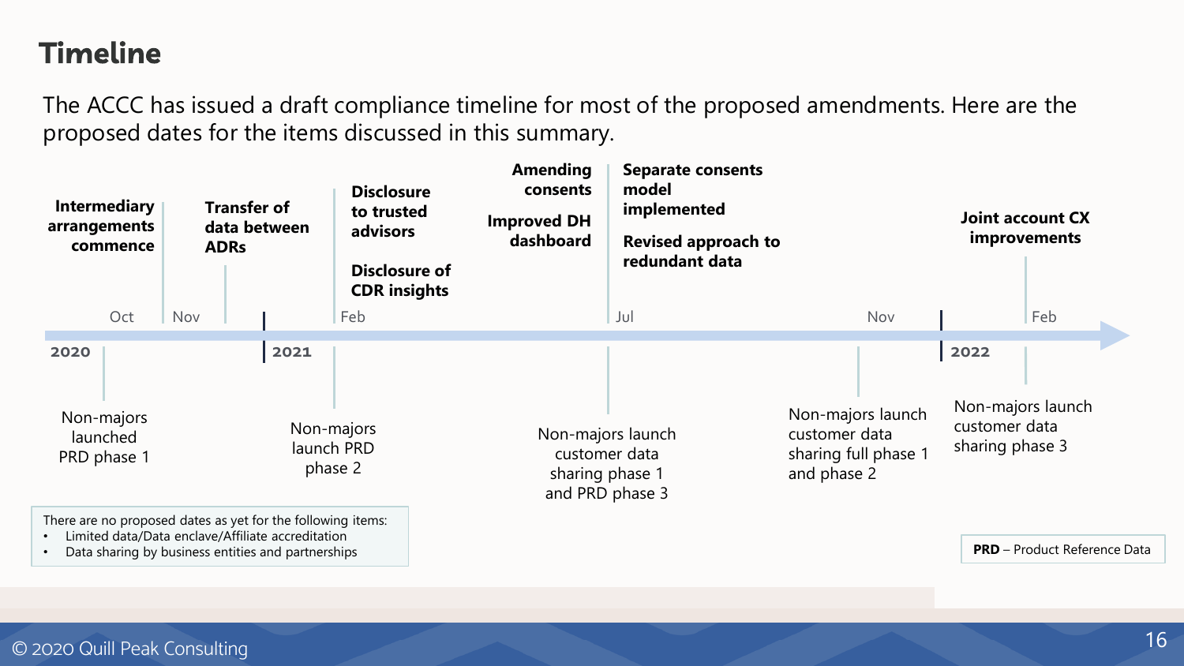# Timeline

The ACCC has issued a draft compliance timeline for most of the proposed amendments. Here are the proposed dates for the items discussed in this summary.

**2020**

- **Oct**
  - **Intermediary arrangements commence**
  - Non-majors launched PRD phase 1
- **Nov**
  - **Transfer of data between ADRs**

**2021**

- **Feb**
  - **Disclosure to trusted advisors**
  - **Disclosure of CDR insights**
  - Non-majors launch PRD phase 2
  - **Amending consents**
  - **Improved DH dashboard**
- **Jul**
  - **Separate consents model implemented**
  - **Revised approach to redundant data**
  - Non-majors launch customer data sharing phase 1 and PRD phase 3
- **Nov**
  - Non-majors launch customer data sharing full phase 1 and phase 2

**2022**

- **Feb**
  - **Joint account CX improvements**
  - Non-majors launch customer data sharing phase 3

There are no proposed dates as yet for the following items:

- Limited data/Data enclave/Affiliate accreditation
- Data sharing by business entities and partnerships

**PRD** – Product Reference Data

© 2020 Quill Peak Consulting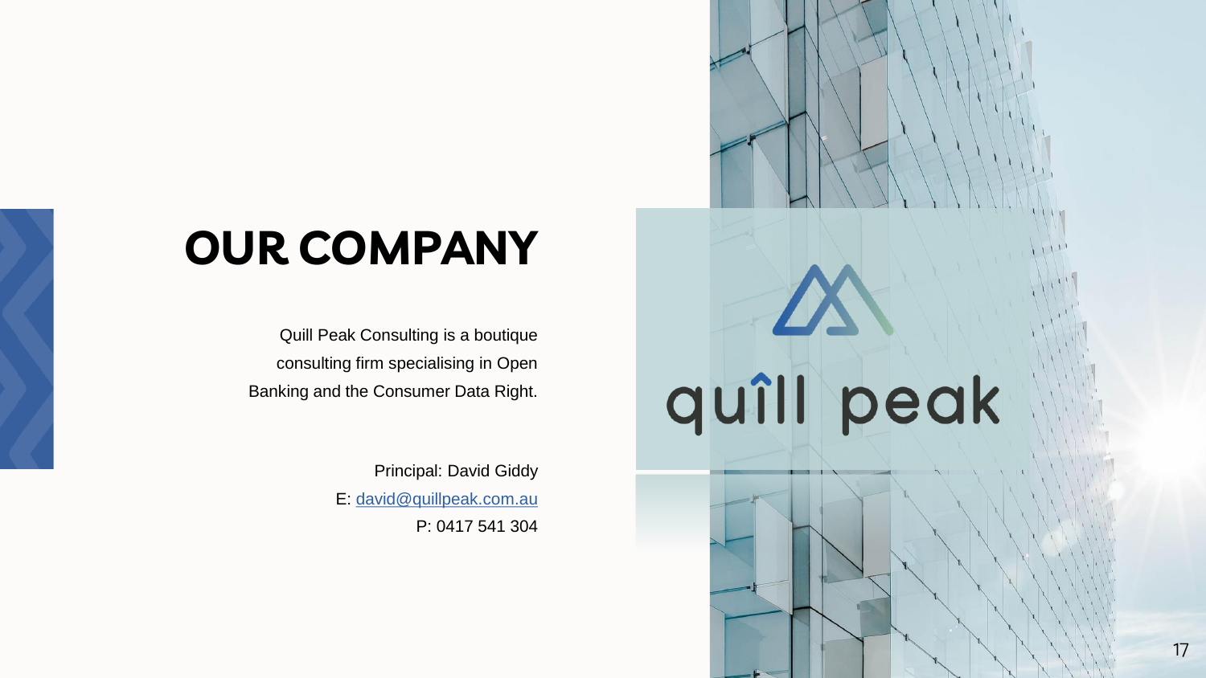# OUR COMPANY

Quill Peak Consulting is a boutique consulting firm specialising in Open Banking and the Consumer Data Right.

Principal: David Giddy
E: [david@quillpeak.com.au](mailto:david@quillpeak.com.au)
P: 0417 541 304

quill peak